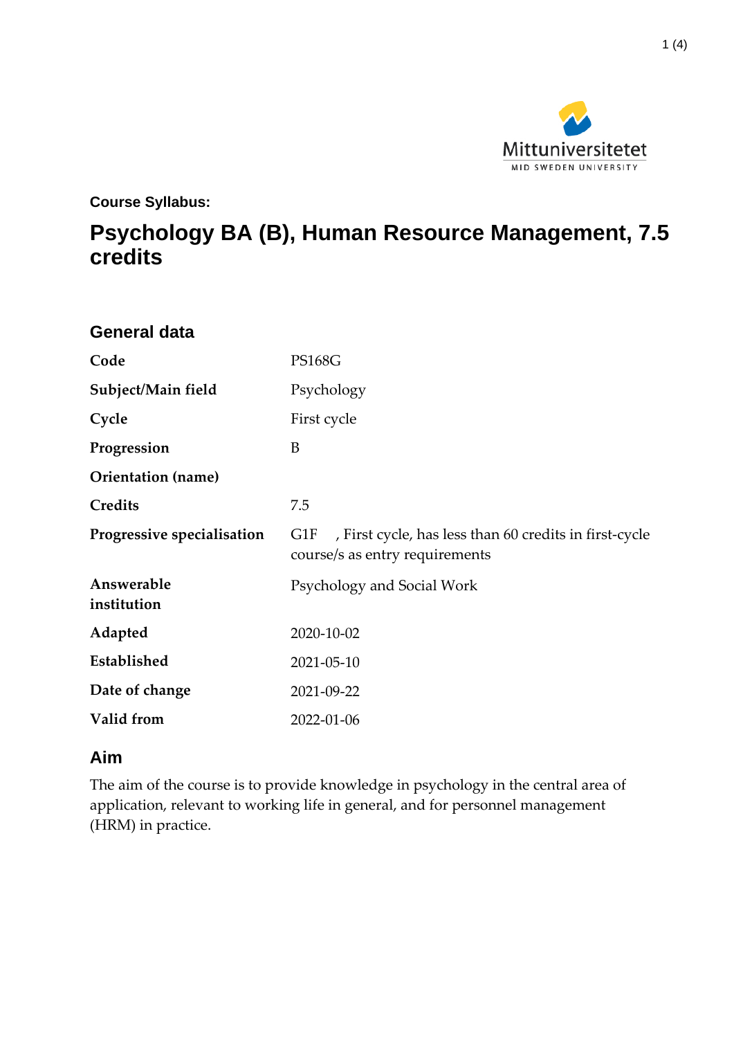Course Syllabus:

# Psychology BA (B), Human Resource Management, 7.5 credits

## General data

| | |
|---|---|
| **Code** | PS168G |
| **Subject/Main field** | Psychology |
| **Cycle** | First cycle |
| **Progression** | B |
| **Orientation (name)** | |
| **Credits** | 7.5 |
| **Progressive specialisation** | G1F , First cycle, has less than 60 credits in first-cycle course/s as entry requirements |
| **Answerable institution** | Psychology and Social Work |
| **Adapted** | 2020-10-02 |
| **Established** | 2021-05-10 |
| **Date of change** | 2021-09-22 |
| **Valid from** | 2022-01-06 |

## Aim

The aim of the course is to provide knowledge in psychology in the central area of application, relevant to working life in general, and for personnel management (HRM) in practice.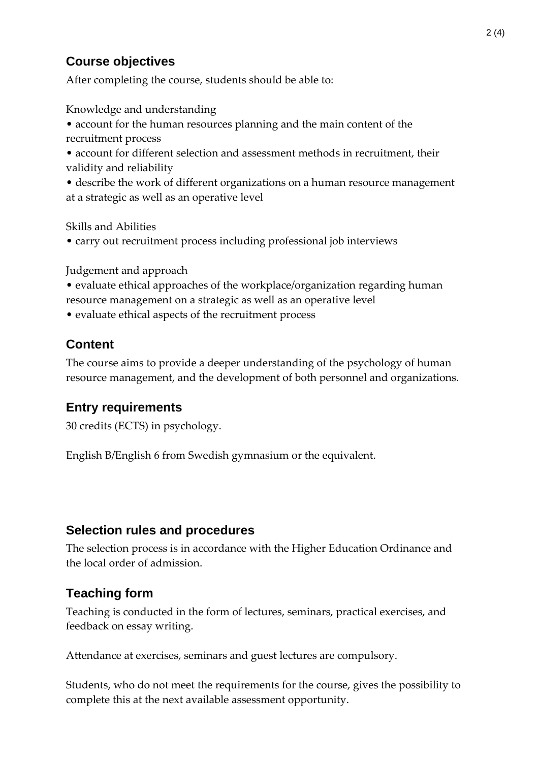## Course objectives

After completing the course, students should be able to:

Knowledge and understanding

- account for the human resources planning and the main content of the recruitment process
- account for different selection and assessment methods in recruitment, their validity and reliability
- describe the work of different organizations on a human resource management at a strategic as well as an operative level

Skills and Abilities

- carry out recruitment process including professional job interviews

Judgement and approach

- evaluate ethical approaches of the workplace/organization regarding human resource management on a strategic as well as an operative level
- evaluate ethical aspects of the recruitment process

## Content

The course aims to provide a deeper understanding of the psychology of human resource management, and the development of both personnel and organizations.

## Entry requirements

30 credits (ECTS) in psychology.

English B/English 6 from Swedish gymnasium or the equivalent.

## Selection rules and procedures

The selection process is in accordance with the Higher Education Ordinance and the local order of admission.

## Teaching form

Teaching is conducted in the form of lectures, seminars, practical exercises, and feedback on essay writing.

Attendance at exercises, seminars and guest lectures are compulsory.

Students, who do not meet the requirements for the course, gives the possibility to complete this at the next available assessment opportunity.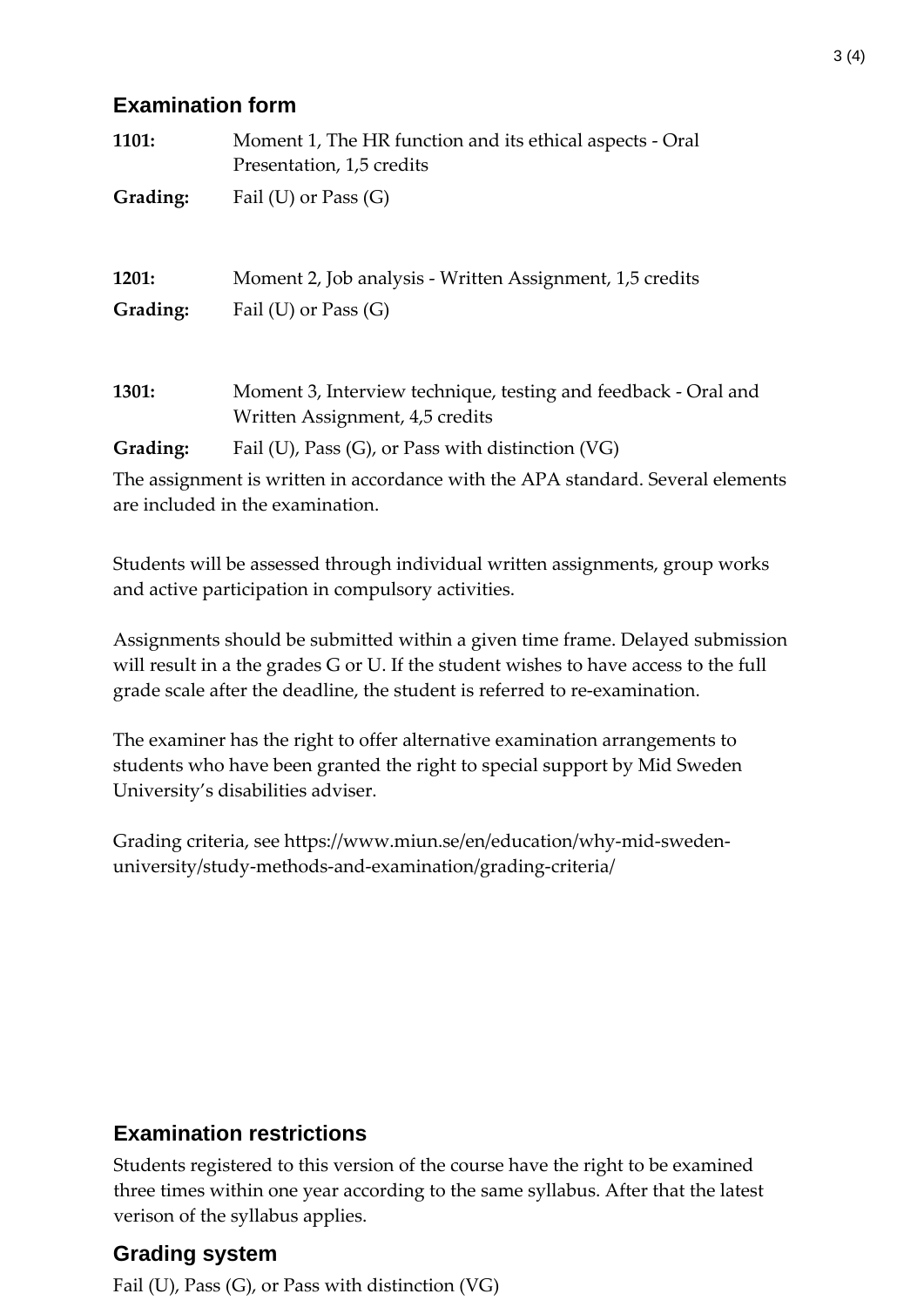## Examination form

**1101:** Moment 1, The HR function and its ethical aspects - Oral Presentation, 1,5 credits

**Grading:** Fail (U) or Pass (G)

**1201:** Moment 2, Job analysis - Written Assignment, 1,5 credits

**Grading:** Fail (U) or Pass (G)

**1301:** Moment 3, Interview technique, testing and feedback - Oral and Written Assignment, 4,5 credits

**Grading:** Fail (U), Pass (G), or Pass with distinction (VG)

The assignment is written in accordance with the APA standard. Several elements are included in the examination.

Students will be assessed through individual written assignments, group works and active participation in compulsory activities.

Assignments should be submitted within a given time frame. Delayed submission will result in a the grades G or U. If the student wishes to have access to the full grade scale after the deadline, the student is referred to re-examination.

The examiner has the right to offer alternative examination arrangements to students who have been granted the right to special support by Mid Sweden University's disabilities adviser.

Grading criteria, see https://www.miun.se/en/education/why-mid-sweden-university/study-methods-and-examination/grading-criteria/

## Examination restrictions

Students registered to this version of the course have the right to be examined three times within one year according to the same syllabus. After that the latest verison of the syllabus applies.

## Grading system

Fail (U), Pass (G), or Pass with distinction (VG)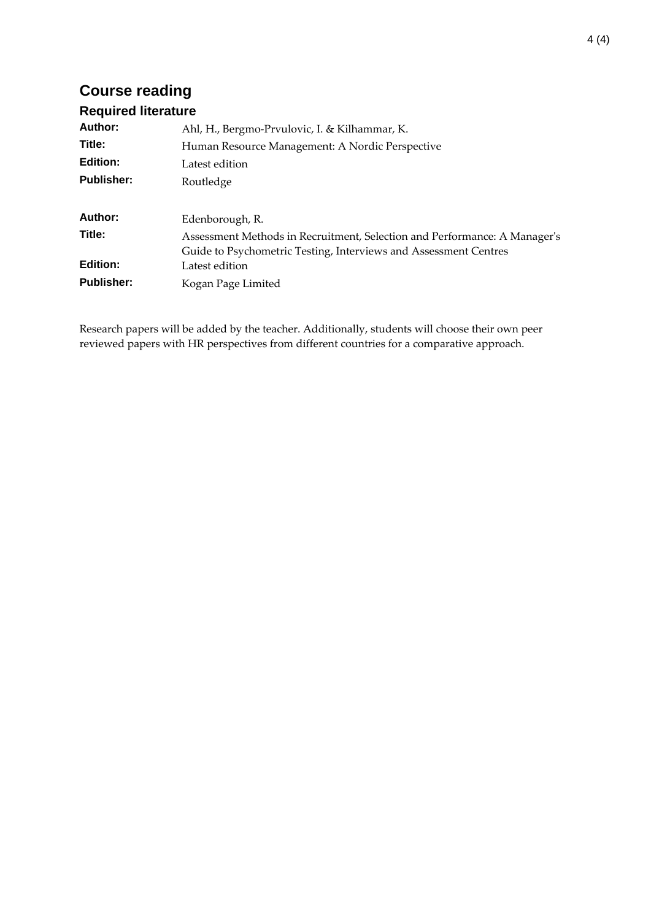# Course reading

## Required literature

| | |
|---|---|
| **Author:** | Ahl, H., Bergmo-Prvulovic, I. & Kilhammar, K. |
| **Title:** | Human Resource Management: A Nordic Perspective |
| **Edition:** | Latest edition |
| **Publisher:** | Routledge |

| | |
|---|---|
| **Author:** | Edenborough, R. |
| **Title:** | Assessment Methods in Recruitment, Selection and Performance: A Manager's Guide to Psychometric Testing, Interviews and Assessment Centres |
| **Edition:** | Latest edition |
| **Publisher:** | Kogan Page Limited |

Research papers will be added by the teacher. Additionally, students will choose their own peer reviewed papers with HR perspectives from different countries for a comparative approach.